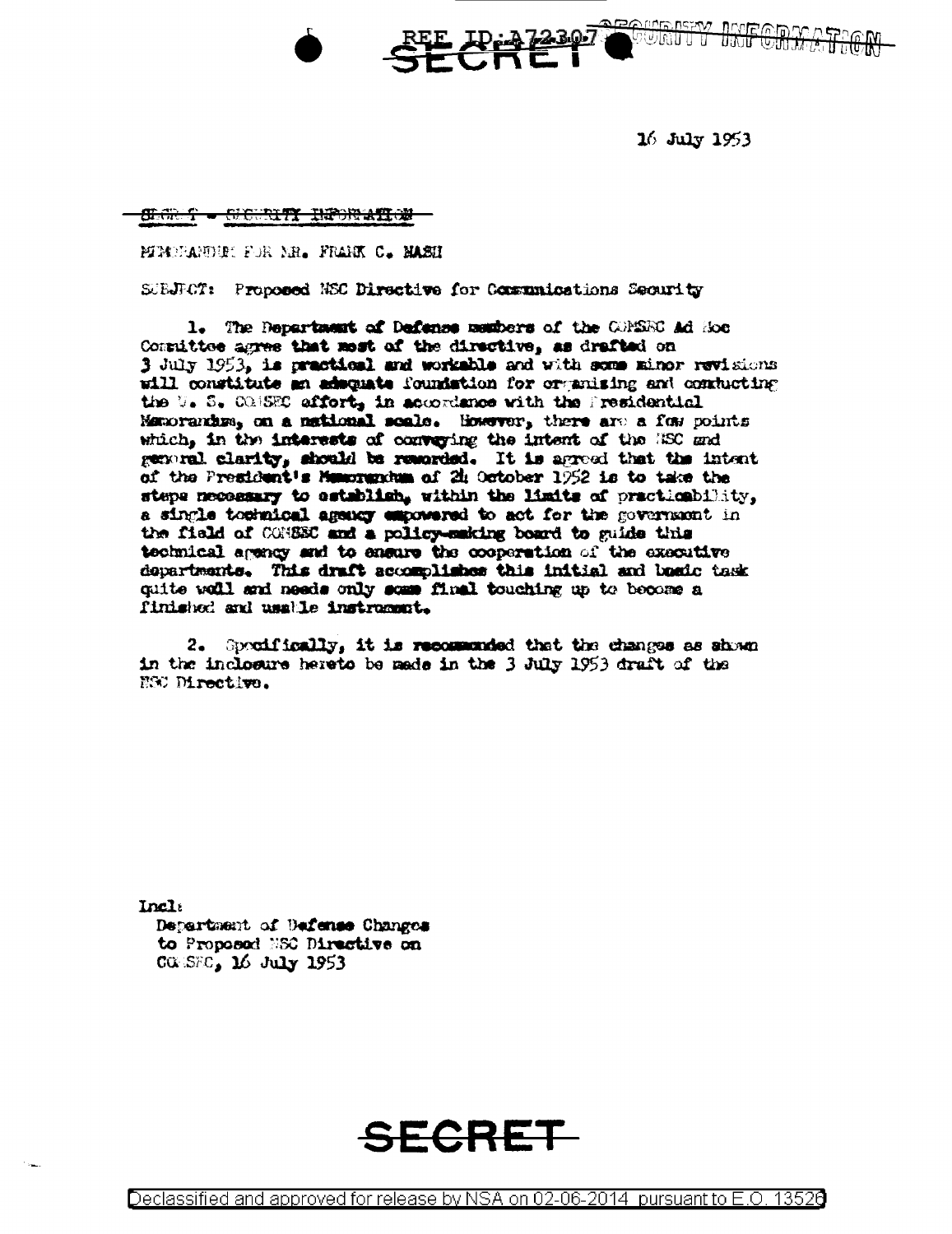REF ID:A72307 SECRET SECURITY INFORMATION

16 July 1953

~~SECRET - SECURITY INFORMATION~~

MEMORANDUM FOR MR. FRANK C. NASH

SUBJECT: Proposed NSC Directive for Communications Security

1. The Department of Defense members of the COMSEC Ad Hoc Committee agree that most of the directive, as drafted on 3 July 1953, is practical and workable and with some minor revisions will constitute an adequate foundation for organizing and conducting the U. S. COMSEC effort, in accordance with the Presidential Memorandum, on a national scale. However, there are a few points which, in the interests of conveying the intent of the NSC and general clarity, should be reworded. It is agreed that the intent of the President's Memorandum of 24 October 1952 is to take the steps necessary to establish, within the limits of practicability, a single technical agency empowered to act for the government in the field of COMSEC and a policy-making board to guide this technical agency and to ensure the cooperation of the executive departments. This draft accomplishes this initial and basic task quite well and needs only some final touching up to become a finished and usable instrument.

2. Specifically, it is recommended that the changes as shown in the inclosure hereto be made in the 3 July 1953 draft of the NSC Directive.

Incl:
Department of Defense Changes
to Proposed NSC Directive on
COMSEC, 16 July 1953

SECRET

Declassified and approved for release by NSA on 02-06-2014 pursuant to E.O. 13526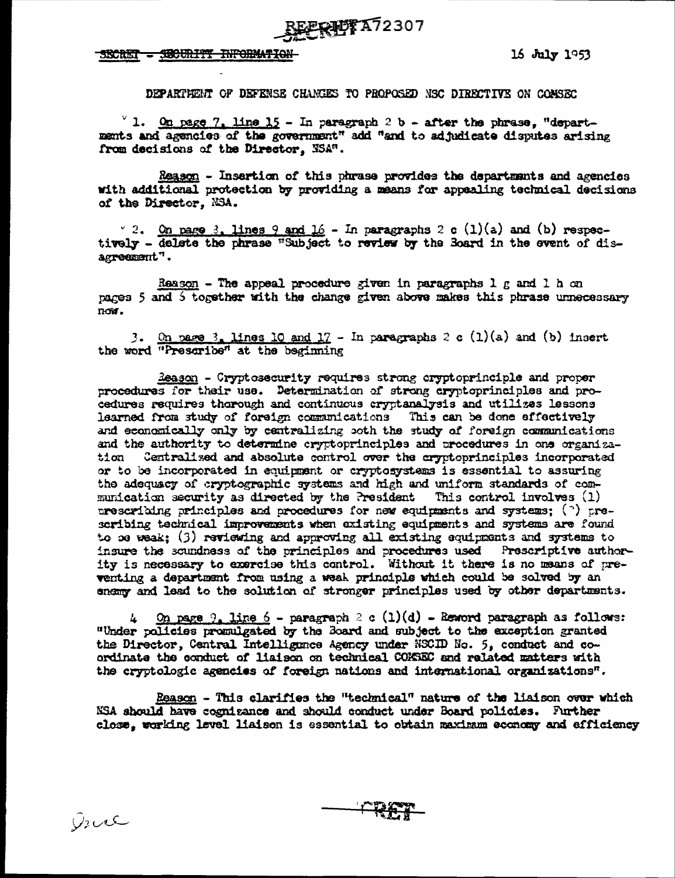REF ID:A72307

~~SECRET - SECURITY INFORMATION~~

16 July 1953

DEPARTMENT OF DEFENSE CHANGES TO PROPOSED NSC DIRECTIVE ON COMSEC

1. On page 7, line 15 - In paragraph 2 b - after the phrase, "departments and agencies of the government" add "and to adjudicate disputes arising from decisions of the Director, NSA".

Reason - Insertion of this phrase provides the departments and agencies with additional protection by providing a means for appealing technical decisions of the Director, NSA.

2. On page 3, lines 9 and 16 - In paragraphs 2 c (1)(a) and (b) respectively - delete the phrase "Subject to review by the Board in the event of disagreement".

Reason - The appeal procedure given in paragraphs 1 g and 1 h on pages 5 and 6 together with the change given above makes this phrase unnecessary now.

3. On page 3, lines 10 and 17 - In paragraphs 2 c (1)(a) and (b) insert the word "Prescribe" at the beginning

Reason - Cryptosecurity requires strong cryptoprinciple and proper procedures for their use. Determination of strong cryptoprinciples and procedures requires thorough and continuous cryptanalysis and utilizes lessons learned from study of foreign communications This can be done effectively and economically only by centralizing both the study of foreign communications and the authority to determine cryptoprinciples and procedures in one organization Centralized and absolute control over the cryptoprinciples incorporated or to be incorporated in equipment or cryptosystems is essential to assuring the adequacy of cryptographic systems and high and uniform standards of communication security as directed by the President This control involves (1) prescribing principles and procedures for new equipments and systems; (2) prescribing technical improvements when existing equipments and systems are found to be weak; (3) reviewing and approving all existing equipments and systems to insure the soundness of the principles and procedures used Prescriptive authority is necessary to exercise this control. Without it there is no means of preventing a department from using a weak principle which could be solved by an enemy and lead to the solution of stronger principles used by other departments.

4 On page 9, line 6 - paragraph 2 c (1)(d) - Reword paragraph as follows: "Under policies promulgated by the Board and subject to the exception granted the Director, Central Intelligence Agency under NSCID No. 5, conduct and coordinate the conduct of liaison on technical COMSEC and related matters with the cryptologic agencies of foreign nations and international organizations".

Reason - This clarifies the "technical" nature of the liaison over which NSA should have cognizance and should conduct under Board policies. Further close, working level liaison is essential to obtain maximum economy and efficiency

~~SECRET~~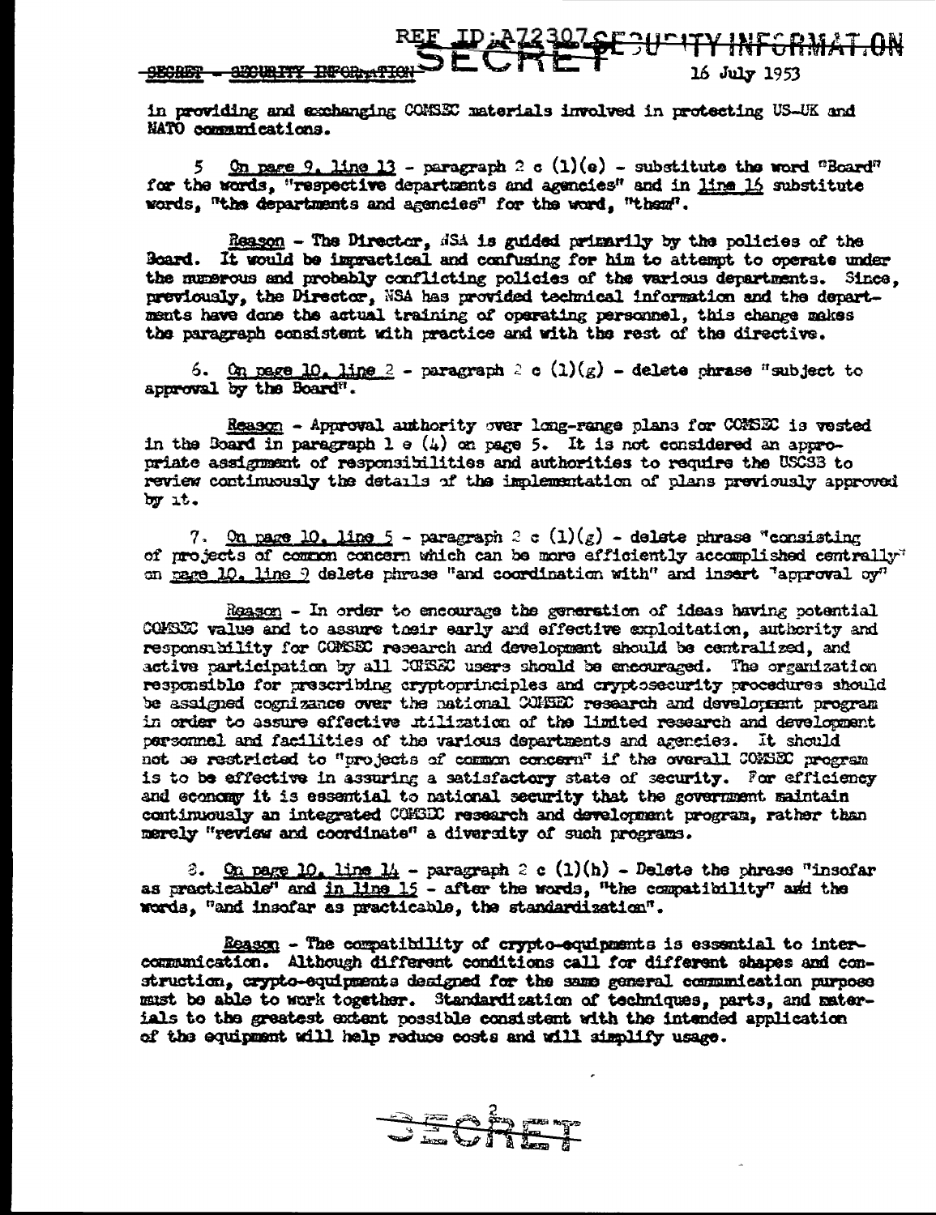in providing and exchanging COMSEC materials involved in protecting US-UK and NATO communications.

5. On page 9, line 13 - paragraph 2 c (1)(e) - substitute the word "Board" for the words, "respective departments and agencies" and in line 14 substitute words, "the departments and agencies" for the word, "them".

Reason - The Director, NSA is guided primarily by the policies of the Board. It would be impractical and confusing for him to attempt to operate under the numerous and probably conflicting policies of the various departments. Since, previously, the Director, NSA has provided technical information and the departments have done the actual training of operating personnel, this change makes the paragraph consistent with practice and with the rest of the directive.

6. On page 10, line 2 - paragraph 2 c (1)(g) - delete phrase "subject to approval by the Board".

Reason - Approval authority over long-range plans for COMSEC is vested in the Board in paragraph 1 e (4) on page 5. It is not considered an appropriate assignment of responsibilities and authorities to require the USCSB to review continuously the details of the implementation of plans previously approved by it.

7. On page 10, line 5 - paragraph 2 c (1)(g) - delete phrase "consisting of projects of common concern which can be more efficiently accomplished centrally" on page 10, line 9 delete phrase "and coordination with" and insert "approval by"

Reason - In order to encourage the generation of ideas having potential COMSEC value and to assure their early and effective exploitation, authority and responsibility for COMSEC research and development should be centralized, and active participation by all COMSEC users should be encouraged. The organization responsible for prescribing cryptoprinciples and cryptosecurity procedures should be assigned cognizance over the national COMSEC research and development program in order to assure effective utilization of the limited research and development personnel and facilities of the various departments and agencies. It should not be restricted to "projects of common concern" if the overall COMSEC program is to be effective in assuring a satisfactory state of security. For efficiency and economy it is essential to national security that the government maintain continuously an integrated COMSEC research and development program, rather than merely "review and coordinate" a diversity of such programs.

8. On page 10, line 14 - paragraph 2 c (1)(h) - Delete the phrase "insofar as practicable" and in line 15 - after the words, "the compatibility" add the words, "and insofar as practicable, the standardization".

Reason - The compatibility of crypto-equipments is essential to intercommunication. Although different conditions call for different shapes and construction, crypto-equipments designed for the same general communication purpose must be able to work together. Standardization of techniques, parts, and materials to the greatest extent possible consistent with the intended application of the equipment will help reduce costs and will simplify usage.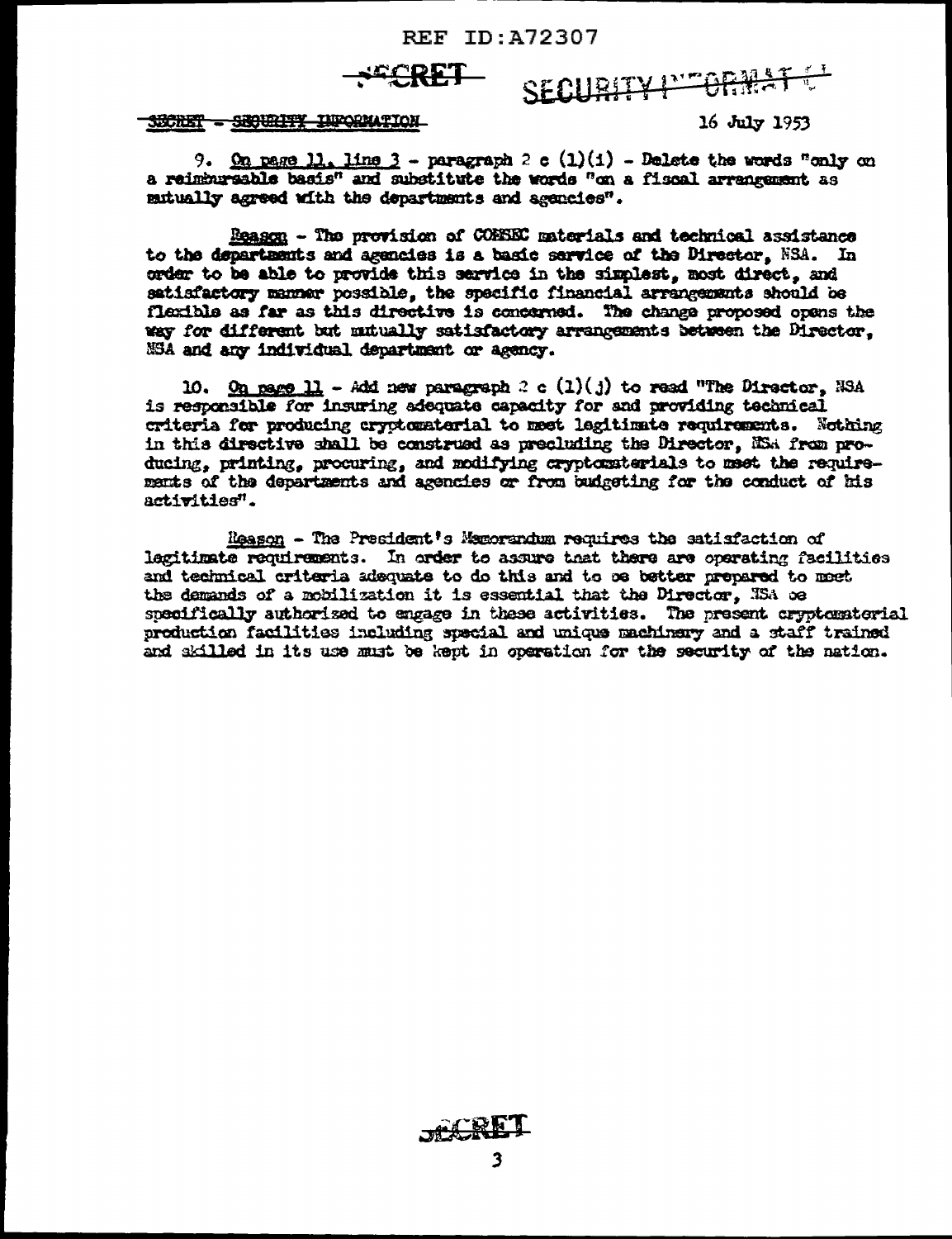SECRET - SECURITY INFORMATION

16 July 1953

9. On page 11, line 3 - paragraph 2 c (1)(i) - Delete the words "only on a reimbursable basis" and substitute the words "on a fiscal arrangement as mutually agreed with the departments and agencies".

Reason - The provision of COMSEC materials and technical assistance to the departments and agencies is a basic service of the Director, NSA. In order to be able to provide this service in the simplest, most direct, and satisfactory manner possible, the specific financial arrangements should be flexible as far as this directive is concerned. The change proposed opens the way for different but mutually satisfactory arrangements between the Director, NSA and any individual department or agency.

10. On page 11 - Add new paragraph 2 c (1)(j) to read "The Director, NSA is responsible for insuring adequate capacity for and providing technical criteria for producing cryptomaterial to meet legitimate requirements. Nothing in this directive shall be construed as precluding the Director, NSA from producing, printing, procuring, and modifying cryptomaterials to meet the requirements of the departments and agencies or from budgeting for the conduct of his activities".

Reason - The President's Memorandum requires the satisfaction of legitimate requirements. In order to assure that there are operating facilities and technical criteria adequate to do this and to be better prepared to meet the demands of a mobilization it is essential that the Director, NSA be specifically authorized to engage in these activities. The present cryptomaterial production facilities including special and unique machinery and a staff trained and skilled in its use must be kept in operation for the security of the nation.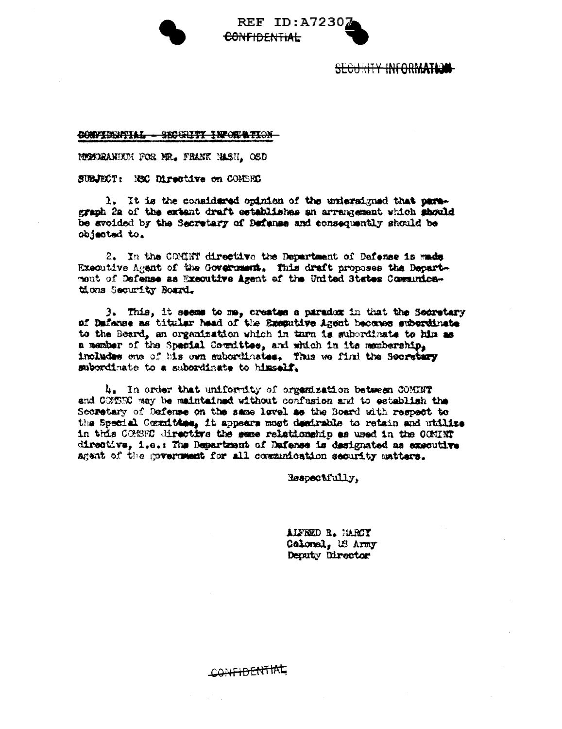REF ID:A72307

~~CONFIDENTIAL~~

~~SECURITY INFORMATION~~

~~CONFIDENTIAL - SECURITY INFORMATION~~

MEMORANDUM FOR MR. FRANK NASH, OSD

SUBJECT: NSC Directive on COMSEC

1. It is the considered opinion of the undersigned that paragraph 2a of the extant draft establishes an arrangement which should be avoided by the Secretary of Defense and consequently should be objected to.

2. In the COMINT directive the Department of Defense is made Executive Agent of the Government. This draft proposes the Department of Defense as Executive Agent of the United States Communications Security Board.

3. This, it seems to me, creates a paradox in that the Secretary of Defense as titular head of the Executive Agent becomes subordinate to the Board, an organization which in turn is subordinate to him as a member of the Special Committee, and which in its membership, includes one of his own subordinates. Thus we find the Secretary subordinate to a subordinate to himself.

4. In order that uniformity of organization between COMINT and COMSEC may be maintained without confusion and to establish the Secretary of Defense on the same level as the Board with respect to the Special Committee, it appears most desirable to retain and utilize in this COMSEC directive the same relationship as used in the COMINT directive, i.e.: The Department of Defense is designated as executive agent of the government for all communication security matters.

Respectfully,

ALFRED R. MARCY
Colonel, US Army
Deputy Director

~~CONFIDENTIAL~~